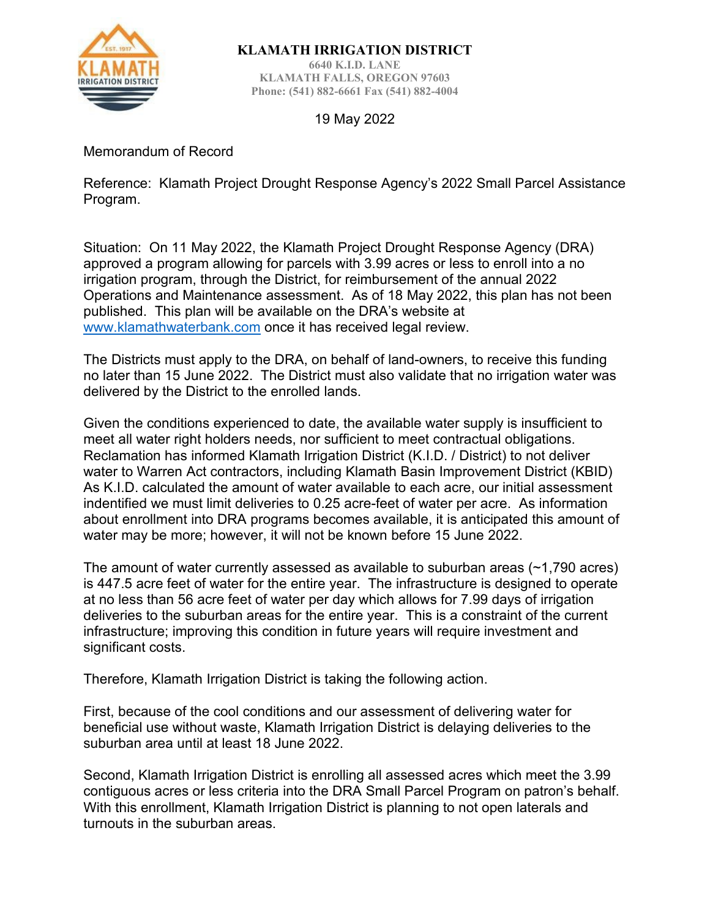**KLAMATH IRRIGATION DISTRICT**
6640 K.I.D. LANE
KLAMATH FALLS, OREGON 97603
Phone: (541) 882-6661 Fax (541) 882-4004

19 May 2022

Memorandum of Record

Reference: Klamath Project Drought Response Agency's 2022 Small Parcel Assistance Program.

Situation: On 11 May 2022, the Klamath Project Drought Response Agency (DRA) approved a program allowing for parcels with 3.99 acres or less to enroll into a no irrigation program, through the District, for reimbursement of the annual 2022 Operations and Maintenance assessment. As of 18 May 2022, this plan has not been published. This plan will be available on the DRA's website at www.klamathwaterbank.com once it has received legal review.

The Districts must apply to the DRA, on behalf of land-owners, to receive this funding no later than 15 June 2022. The District must also validate that no irrigation water was delivered by the District to the enrolled lands.

Given the conditions experienced to date, the available water supply is insufficient to meet all water right holders needs, nor sufficient to meet contractual obligations. Reclamation has informed Klamath Irrigation District (K.I.D. / District) to not deliver water to Warren Act contractors, including Klamath Basin Improvement District (KBID) As K.I.D. calculated the amount of water available to each acre, our initial assessment indentified we must limit deliveries to 0.25 acre-feet of water per acre. As information about enrollment into DRA programs becomes available, it is anticipated this amount of water may be more; however, it will not be known before 15 June 2022.

The amount of water currently assessed as available to suburban areas (~1,790 acres) is 447.5 acre feet of water for the entire year. The infrastructure is designed to operate at no less than 56 acre feet of water per day which allows for 7.99 days of irrigation deliveries to the suburban areas for the entire year. This is a constraint of the current infrastructure; improving this condition in future years will require investment and significant costs.

Therefore, Klamath Irrigation District is taking the following action.

First, because of the cool conditions and our assessment of delivering water for beneficial use without waste, Klamath Irrigation District is delaying deliveries to the suburban area until at least 18 June 2022.

Second, Klamath Irrigation District is enrolling all assessed acres which meet the 3.99 contiguous acres or less criteria into the DRA Small Parcel Program on patron's behalf. With this enrollment, Klamath Irrigation District is planning to not open laterals and turnouts in the suburban areas.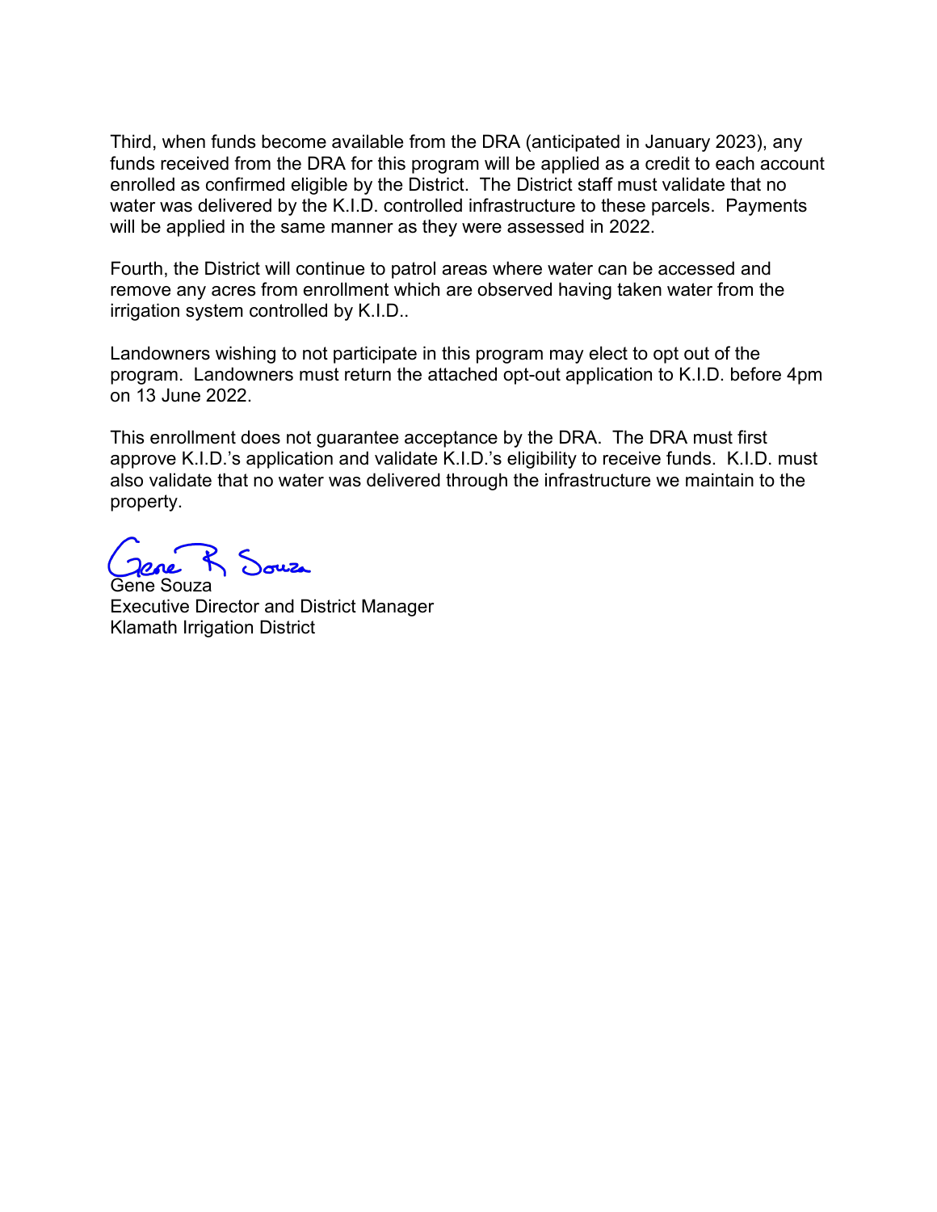Third, when funds become available from the DRA (anticipated in January 2023), any funds received from the DRA for this program will be applied as a credit to each account enrolled as confirmed eligible by the District. The District staff must validate that no water was delivered by the K.I.D. controlled infrastructure to these parcels. Payments will be applied in the same manner as they were assessed in 2022.

Fourth, the District will continue to patrol areas where water can be accessed and remove any acres from enrollment which are observed having taken water from the irrigation system controlled by K.I.D..

Landowners wishing to not participate in this program may elect to opt out of the program. Landowners must return the attached opt-out application to K.I.D. before 4pm on 13 June 2022.

This enrollment does not guarantee acceptance by the DRA. The DRA must first approve K.I.D.'s application and validate K.I.D.'s eligibility to receive funds. K.I.D. must also validate that no water was delivered through the infrastructure we maintain to the property.

Gene R Souza

Gene Souza
Executive Director and District Manager
Klamath Irrigation District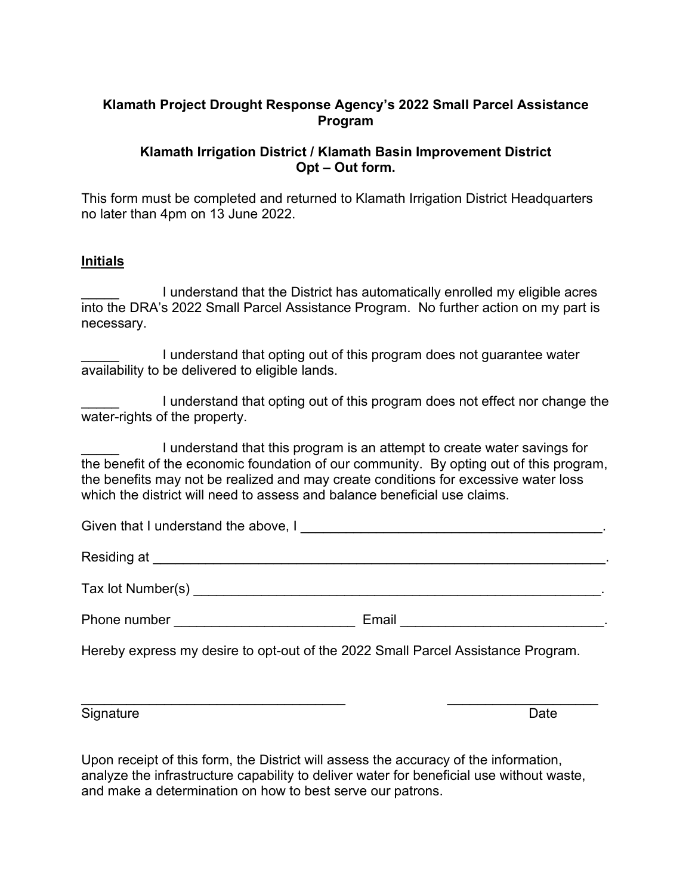**Klamath Project Drought Response Agency's 2022 Small Parcel Assistance Program**

**Klamath Irrigation District / Klamath Basin Improvement District Opt – Out form.**

This form must be completed and returned to Klamath Irrigation District Headquarters no later than 4pm on 13 June 2022.

**Initials**

_____ I understand that the District has automatically enrolled my eligible acres into the DRA's 2022 Small Parcel Assistance Program. No further action on my part is necessary.

_____ I understand that opting out of this program does not guarantee water availability to be delivered to eligible lands.

_____ I understand that opting out of this program does not effect nor change the water-rights of the property.

_____ I understand that this program is an attempt to create water savings for the benefit of the economic foundation of our community. By opting out of this program, the benefits may not be realized and may create conditions for excessive water loss which the district will need to assess and balance beneficial use claims.

Given that I understand the above, I ________________________________________.

Residing at ____________________________________________________________.

Tax lot Number(s) ______________________________________________________.

Phone number ________________________ Email ___________________________.

Hereby express my desire to opt-out of the 2022 Small Parcel Assistance Program.

___________________________________ ____________________

Signature Date

Upon receipt of this form, the District will assess the accuracy of the information, analyze the infrastructure capability to deliver water for beneficial use without waste, and make a determination on how to best serve our patrons.